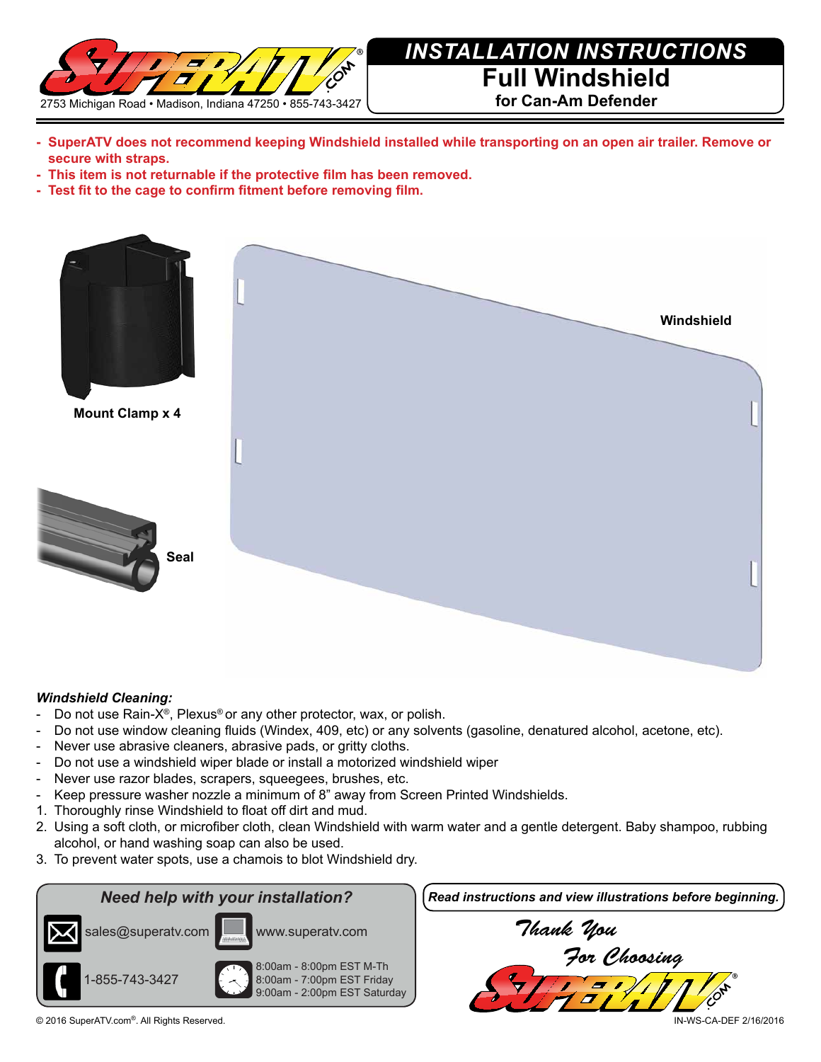2753 Michigan Road • Madison, Indiana 47250 • 855-743-3427

# INSTALLATION INSTRUCTIONS
## Full Windshield
### for Can-Am Defender

- **SuperATV does not recommend keeping Windshield installed while transporting on an open air trailer. Remove or secure with straps.**
- **This item is not returnable if the protective film has been removed.**
- **Test fit to the cage to confirm fitment before removing film.**

**Mount Clamp x 4**

**Seal**

**Windshield**

***Windshield Cleaning:***

- Do not use Rain-X®, Plexus® or any other protector, wax, or polish.
- Do not use window cleaning fluids (Windex, 409, etc) or any solvents (gasoline, denatured alcohol, acetone, etc).
- Never use abrasive cleaners, abrasive pads, or gritty cloths.
- Do not use a windshield wiper blade or install a motorized windshield wiper
- Never use razor blades, scrapers, squeegees, brushes, etc.
- Keep pressure washer nozzle a minimum of 8" away from Screen Printed Windshields.

1. Thoroughly rinse Windshield to float off dirt and mud.
2. Using a soft cloth, or microfiber cloth, clean Windshield with warm water and a gentle detergent. Baby shampoo, rubbing alcohol, or hand washing soap can also be used.
3. To prevent water spots, use a chamois to blot Windshield dry.

***Need help with your installation?***

sales@superatv.com

www.superatv.com

1-855-743-3427

8:00am - 8:00pm EST M-Th
8:00am - 7:00pm EST Friday
9:00am - 2:00pm EST Saturday

***Read instructions and view illustrations before beginning.***

Thank You For Choosing SuperATV.com

© 2016 SuperATV.com®. All Rights Reserved.

IN-WS-CA-DEF 2/16/2016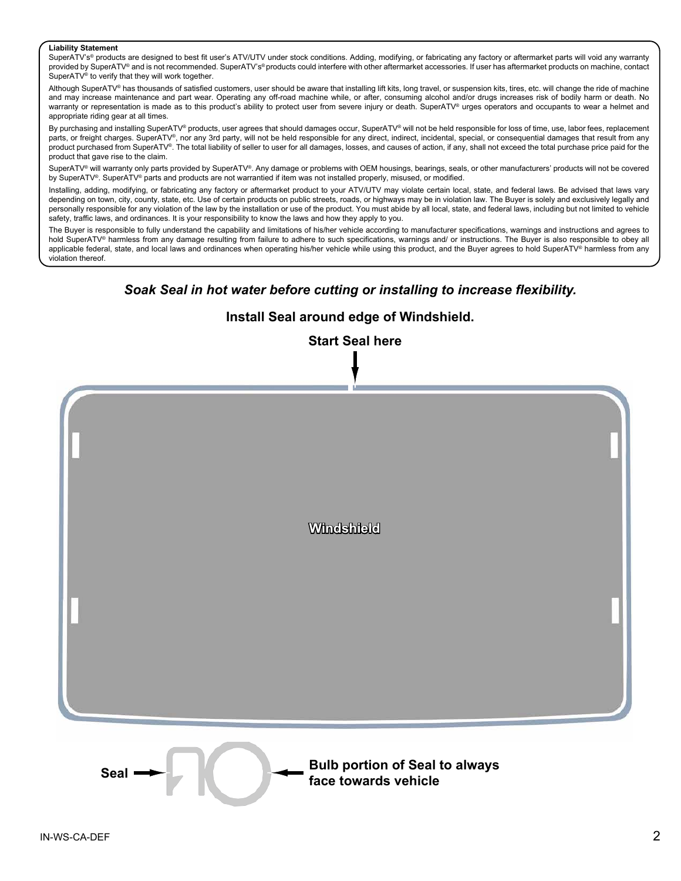**Liability Statement**

SuperATV's® products are designed to best fit user's ATV/UTV under stock conditions. Adding, modifying, or fabricating any factory or aftermarket parts will void any warranty provided by SuperATV® and is not recommended. SuperATV's® products could interfere with other aftermarket accessories. If user has aftermarket products on machine, contact SuperATV® to verify that they will work together.

Although SuperATV® has thousands of satisfied customers, user should be aware that installing lift kits, long travel, or suspension kits, tires, etc. will change the ride of machine and may increase maintenance and part wear. Operating any off-road machine while, or after, consuming alcohol and/or drugs increases risk of bodily harm or death. No warranty or representation is made as to this product's ability to protect user from severe injury or death. SuperATV® urges operators and occupants to wear a helmet and appropriate riding gear at all times.

By purchasing and installing SuperATV® products, user agrees that should damages occur, SuperATV® will not be held responsible for loss of time, use, labor fees, replacement parts, or freight charges. SuperATV®, nor any 3rd party, will not be held responsible for any direct, indirect, incidental, special, or consequential damages that result from any product purchased from SuperATV®. The total liability of seller to user for all damages, losses, and causes of action, if any, shall not exceed the total purchase price paid for the product that gave rise to the claim.

SuperATV® will warranty only parts provided by SuperATV®. Any damage or problems with OEM housings, bearings, seals, or other manufacturers' products will not be covered by SuperATV®. SuperATV® parts and products are not warrantied if item was not installed properly, misused, or modified.

Installing, adding, modifying, or fabricating any factory or aftermarket product to your ATV/UTV may violate certain local, state, and federal laws. Be advised that laws vary depending on town, city, county, state, etc. Use of certain products on public streets, roads, or highways may be in violation law. The Buyer is solely and exclusively legally and personally responsible for any violation of the law by the installation or use of the product. You must abide by all local, state, and federal laws, including but not limited to vehicle safety, traffic laws, and ordinances. It is your responsibility to know the laws and how they apply to you.

The Buyer is responsible to fully understand the capability and limitations of his/her vehicle according to manufacturer specifications, warnings and instructions and agrees to hold SuperATV® harmless from any damage resulting from failure to adhere to such specifications, warnings and/ or instructions. The Buyer is also responsible to obey all applicable federal, state, and local laws and ordinances when operating his/her vehicle while using this product, and the Buyer agrees to hold SuperATV® harmless from any violation thereof.

***Soak Seal in hot water before cutting or installing to increase flexibility.***

**Install Seal around edge of Windshield.**

**Start Seal here**

**Windshield**

**Seal**

**Bulb portion of Seal to always face towards vehicle**

IN-WS-CA-DEF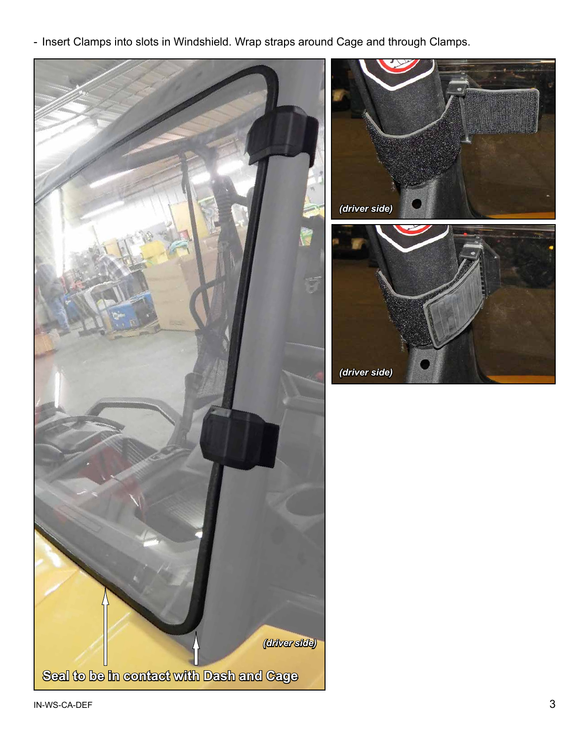- Insert Clamps into slots in Windshield. Wrap straps around Cage and through Clamps.

(driver side)

Seal to be in contact with Dash and Cage

(driver side)

(driver side)